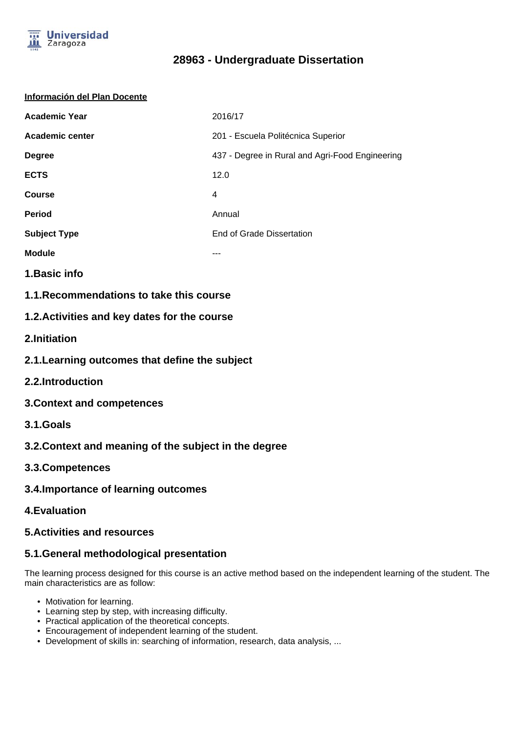# 28963 - Undergraduate Dissertation

**Información del Plan Docente**

| | |
|---|---|
| **Academic Year** | 2016/17 |
| **Academic center** | 201 - Escuela Politécnica Superior |
| **Degree** | 437 - Degree in Rural and Agri-Food Engineering |
| **ECTS** | 12.0 |
| **Course** | 4 |
| **Period** | Annual |
| **Subject Type** | End of Grade Dissertation |
| **Module** | --- |

## 1.Basic info

### 1.1.Recommendations to take this course

### 1.2.Activities and key dates for the course

## 2.Initiation

### 2.1.Learning outcomes that define the subject

### 2.2.Introduction

## 3.Context and competences

### 3.1.Goals

### 3.2.Context and meaning of the subject in the degree

### 3.3.Competences

### 3.4.Importance of learning outcomes

## 4.Evaluation

## 5.Activities and resources

### 5.1.General methodological presentation

The learning process designed for this course is an active method based on the independent learning of the student. The main characteristics are as follow:

- Motivation for learning.
- Learning step by step, with increasing difficulty.
- Practical application of the theoretical concepts.
- Encouragement of independent learning of the student.
- Development of skills in: searching of information, research, data analysis, ...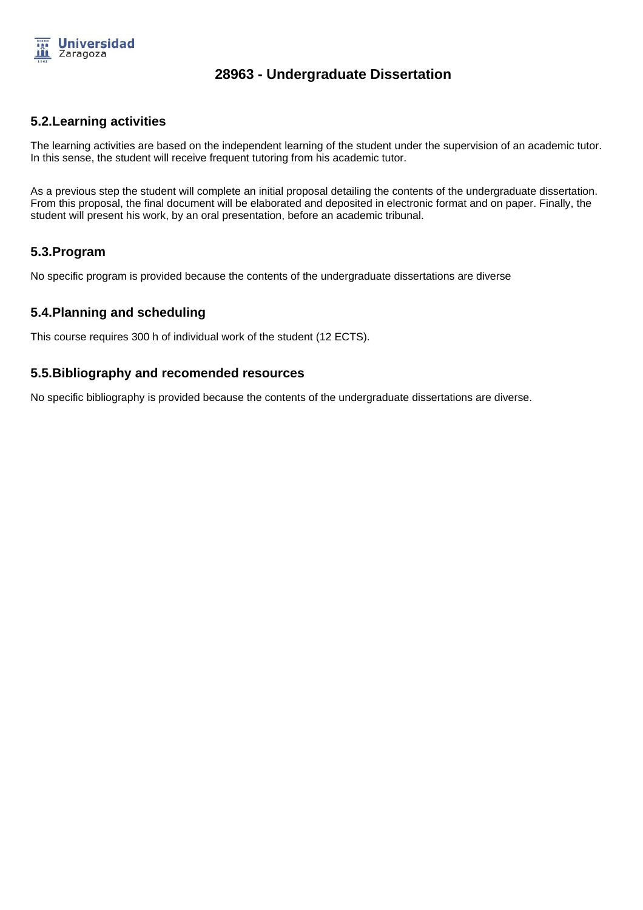# 28963 - Undergraduate Dissertation

## 5.2.Learning activities

The learning activities are based on the independent learning of the student under the supervision of an academic tutor. In this sense, the student will receive frequent tutoring from his academic tutor.

As a previous step the student will complete an initial proposal detailing the contents of the undergraduate dissertation. From this proposal, the final document will be elaborated and deposited in electronic format and on paper. Finally, the student will present his work, by an oral presentation, before an academic tribunal.

## 5.3.Program

No specific program is provided because the contents of the undergraduate dissertations are diverse

## 5.4.Planning and scheduling

This course requires 300 h of individual work of the student (12 ECTS).

## 5.5.Bibliography and recomended resources

No specific bibliography is provided because the contents of the undergraduate dissertations are diverse.